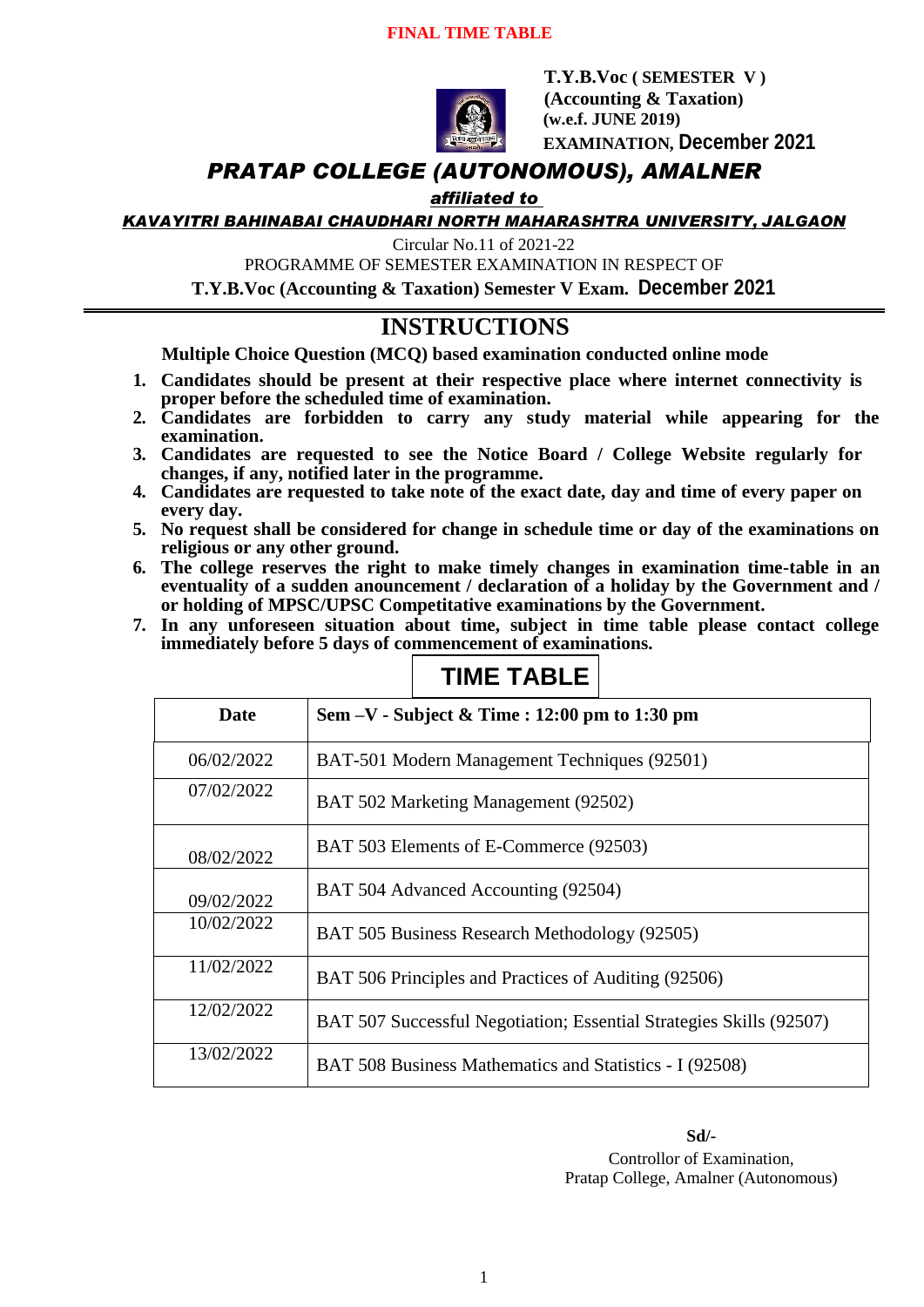**FINAL TIME TABLE**

**T.Y.B.Voc ( SEMESTER V )**
**(Accounting & Taxation)**
**(w.e.f. JUNE 2019)**
**EXAMINATION, December 2021**

# *PRATAP COLLEGE (AUTONOMOUS), AMALNER*

***affiliated to***

***KAVAYITRI BAHINABAI CHAUDHARI NORTH MAHARASHTRA UNIVERSITY, JALGAON***

Circular No.11 of 2021-22

PROGRAMME OF SEMESTER EXAMINATION IN RESPECT OF

**T.Y.B.Voc (Accounting & Taxation) Semester V Exam. December 2021**

## INSTRUCTIONS

**Multiple Choice Question (MCQ) based examination conducted online mode**

1. **Candidates should be present at their respective place where internet connectivity is proper before the scheduled time of examination.**
2. **Candidates are forbidden to carry any study material while appearing for the examination.**
3. **Candidates are requested to see the Notice Board / College Website regularly for changes, if any, notified later in the programme.**
4. **Candidates are requested to take note of the exact date, day and time of every paper on every day.**
5. **No request shall be considered for change in schedule time or day of the examinations on religious or any other ground.**
6. **The college reserves the right to make timely changes in examination time-table in an eventuality of a sudden anouncement / declaration of a holiday by the Government and / or holding of MPSC/UPSC Competitative examinations by the Government.**
7. **In any unforeseen situation about time, subject in time table please contact college immediately before 5 days of commencement of examinations.**

## TIME TABLE

| Date | Sem –V - Subject & Time : 12:00 pm to 1:30 pm |
|---|---|
| 06/02/2022 | BAT-501 Modern Management Techniques (92501) |
| 07/02/2022 | BAT 502 Marketing Management (92502) |
| 08/02/2022 | BAT 503 Elements of E-Commerce (92503) |
| 09/02/2022 | BAT 504 Advanced Accounting (92504) |
| 10/02/2022 | BAT 505 Business Research Methodology (92505) |
| 11/02/2022 | BAT 506 Principles and Practices of Auditing (92506) |
| 12/02/2022 | BAT 507 Successful Negotiation; Essential Strategies Skills (92507) |
| 13/02/2022 | BAT 508 Business Mathematics and Statistics - I (92508) |

**Sd/-**

Controllor of Examination,
Pratap College, Amalner (Autonomous)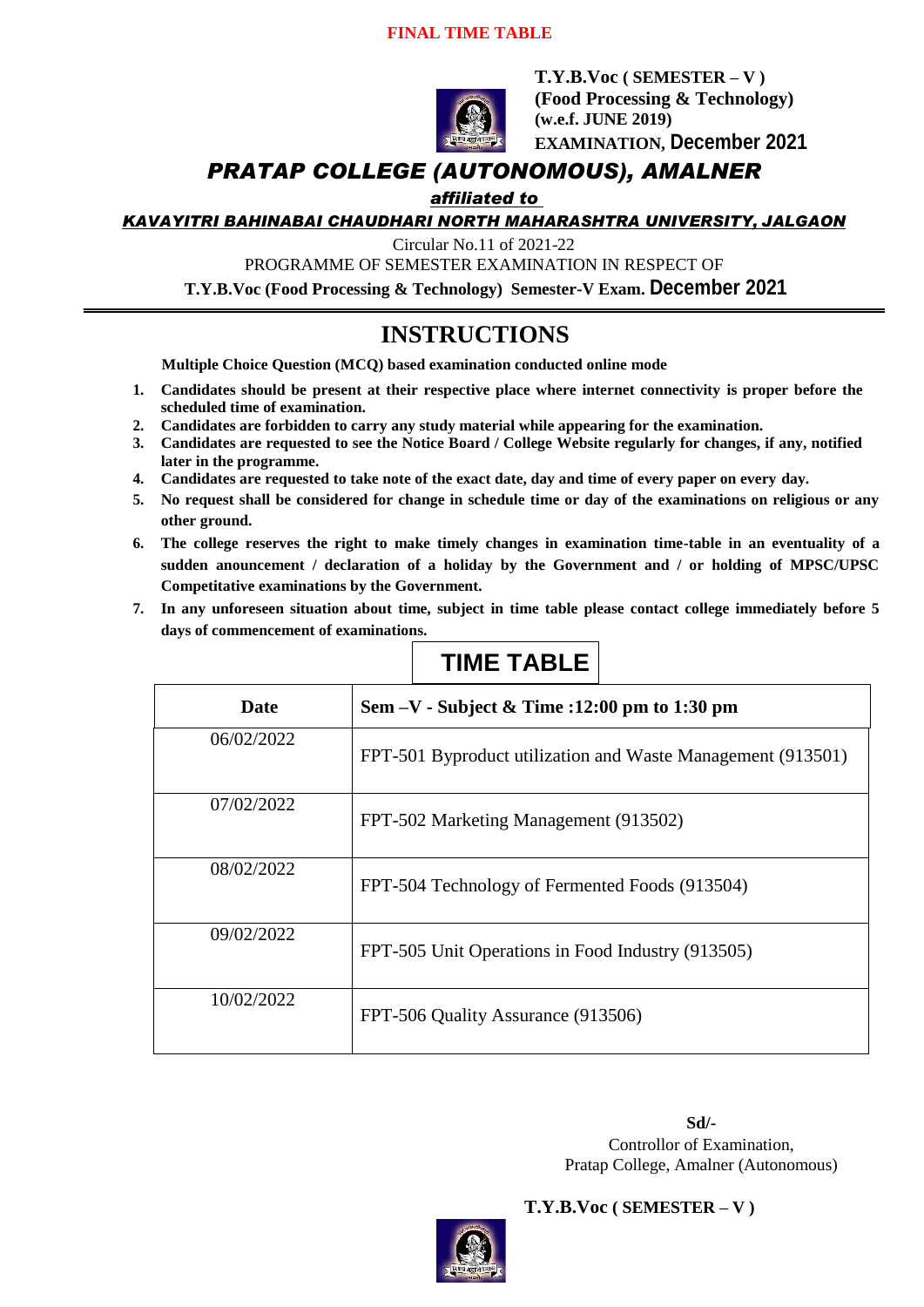**FINAL TIME TABLE**

**T.Y.B.Voc ( SEMESTER – V )**
**(Food Processing & Technology)**
**(w.e.f. JUNE 2019)**
**EXAMINATION, December 2021**

# *PRATAP COLLEGE (AUTONOMOUS), AMALNER*

***affiliated to***

***KAVAYITRI BAHINABAI CHAUDHARI NORTH MAHARASHTRA UNIVERSITY, JALGAON***

Circular No.11 of 2021-22

PROGRAMME OF SEMESTER EXAMINATION IN RESPECT OF

**T.Y.B.Voc (Food Processing & Technology) Semester-V Exam. December 2021**

## INSTRUCTIONS

**Multiple Choice Question (MCQ) based examination conducted online mode**

1. **Candidates should be present at their respective place where internet connectivity is proper before the scheduled time of examination.**
2. **Candidates are forbidden to carry any study material while appearing for the examination.**
3. **Candidates are requested to see the Notice Board / College Website regularly for changes, if any, notified later in the programme.**
4. **Candidates are requested to take note of the exact date, day and time of every paper on every day.**
5. **No request shall be considered for change in schedule time or day of the examinations on religious or any other ground.**
6. **The college reserves the right to make timely changes in examination time-table in an eventuality of a sudden anouncement / declaration of a holiday by the Government and / or holding of MPSC/UPSC Competitative examinations by the Government.**
7. **In any unforeseen situation about time, subject in time table please contact college immediately before 5 days of commencement of examinations.**

## TIME TABLE

| Date | Sem –V - Subject & Time :12:00 pm to 1:30 pm |
|---|---|
| 06/02/2022 | FPT-501 Byproduct utilization and Waste Management (913501) |
| 07/02/2022 | FPT-502 Marketing Management (913502) |
| 08/02/2022 | FPT-504 Technology of Fermented Foods (913504) |
| 09/02/2022 | FPT-505 Unit Operations in Food Industry (913505) |
| 10/02/2022 | FPT-506 Quality Assurance (913506) |

**Sd/-**
Controllor of Examination,
Pratap College, Amalner (Autonomous)

**T.Y.B.Voc ( SEMESTER – V )**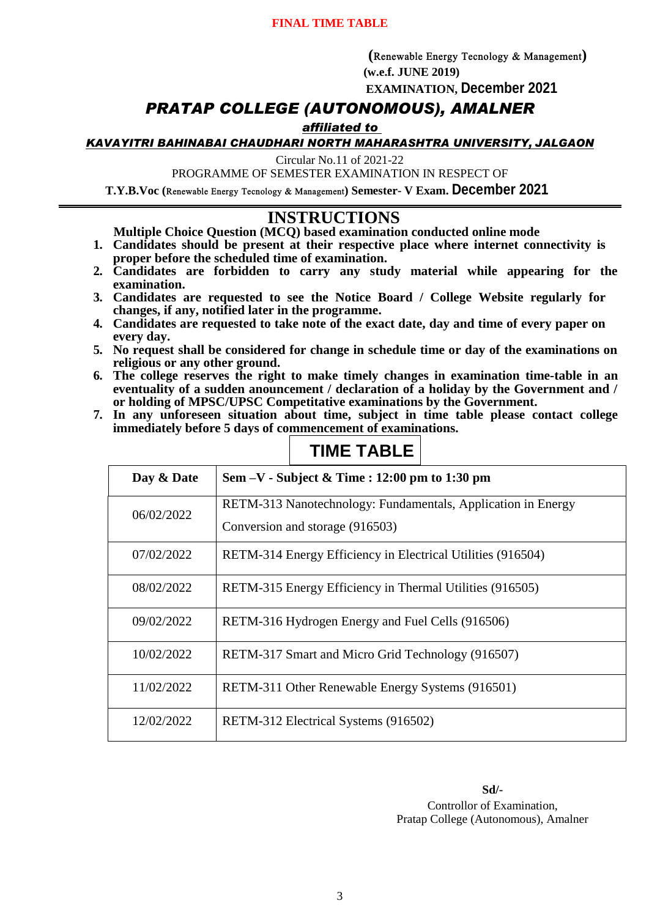**FINAL TIME TABLE**

(Renewable Energy Tecnology & Management)
**(w.e.f. JUNE 2019)**
**EXAMINATION, December 2021**

# *PRATAP COLLEGE (AUTONOMOUS), AMALNER*

***affiliated to***

***KAVAYITRI BAHINABAI CHAUDHARI NORTH MAHARASHTRA UNIVERSITY, JALGAON***

Circular No.11 of 2021-22

PROGRAMME OF SEMESTER EXAMINATION IN RESPECT OF

**T.Y.B.Voc (Renewable Energy Tecnology & Management) Semester- V Exam. December 2021**

## INSTRUCTIONS

**Multiple Choice Question (MCQ) based examination conducted online mode**

1. **Candidates should be present at their respective place where internet connectivity is proper before the scheduled time of examination.**
2. **Candidates are forbidden to carry any study material while appearing for the examination.**
3. **Candidates are requested to see the Notice Board / College Website regularly for changes, if any, notified later in the programme.**
4. **Candidates are requested to take note of the exact date, day and time of every paper on every day.**
5. **No request shall be considered for change in schedule time or day of the examinations on religious or any other ground.**
6. **The college reserves the right to make timely changes in examination time-table in an eventuality of a sudden anouncement / declaration of a holiday by the Government and / or holding of MPSC/UPSC Competitative examinations by the Government.**
7. **In any unforeseen situation about time, subject in time table please contact college immediately before 5 days of commencement of examinations.**

## TIME TABLE

| Day & Date | Sem –V - Subject & Time : 12:00 pm to 1:30 pm |
|---|---|
| 06/02/2022 | RETM-313 Nanotechnology: Fundamentals, Application in Energy Conversion and storage (916503) |
| 07/02/2022 | RETM-314 Energy Efficiency in Electrical Utilities (916504) |
| 08/02/2022 | RETM-315 Energy Efficiency in Thermal Utilities (916505) |
| 09/02/2022 | RETM-316 Hydrogen Energy and Fuel Cells (916506) |
| 10/02/2022 | RETM-317 Smart and Micro Grid Technology (916507) |
| 11/02/2022 | RETM-311 Other Renewable Energy Systems (916501) |
| 12/02/2022 | RETM-312 Electrical Systems (916502) |

**Sd/-**
Controllor of Examination,
Pratap College (Autonomous), Amalner